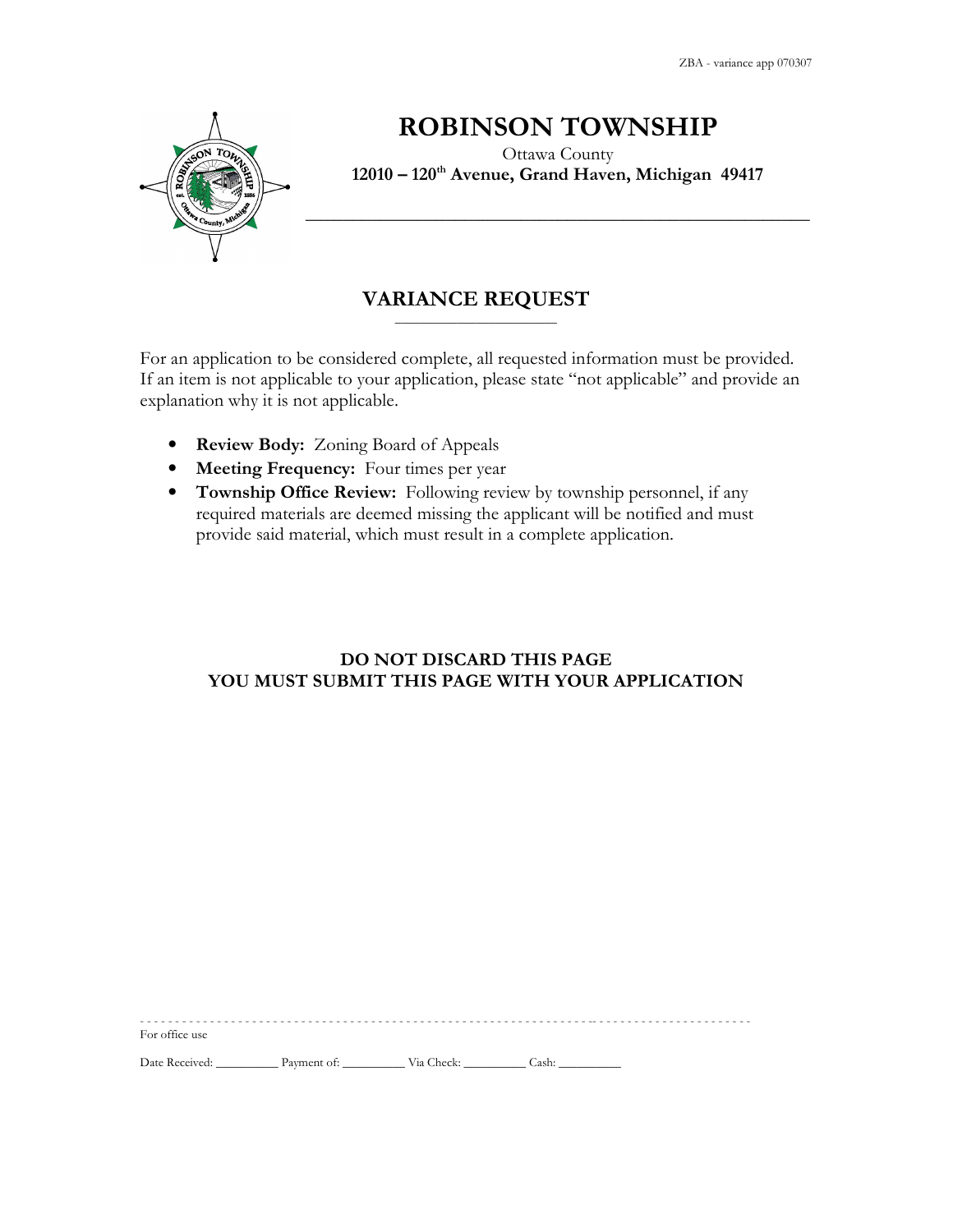# ROBINSON TOWNSHIP

Ottawa County

**12010 – 120th Avenue, Grand Haven, Michigan 49417**

## VARIANCE REQUEST

For an application to be considered complete, all requested information must be provided. If an item is not applicable to your application, please state "not applicable" and provide an explanation why it is not applicable.

- **Review Body:** Zoning Board of Appeals
- **Meeting Frequency:** Four times per year
- **Township Office Review:** Following review by township personnel, if any required materials are deemed missing the applicant will be notified and must provide said material, which must result in a complete application.

**DO NOT DISCARD THIS PAGE**
**YOU MUST SUBMIT THIS PAGE WITH YOUR APPLICATION**

For office use

Date Received: __________ Payment of: __________ Via Check: __________ Cash: __________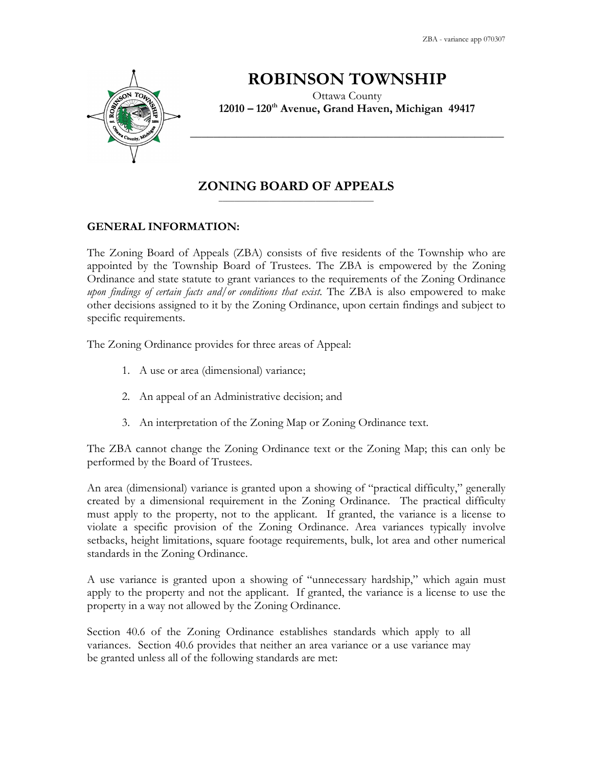# ROBINSON TOWNSHIP

Ottawa County

**12010 – 120th Avenue, Grand Haven, Michigan 49417**

## ZONING BOARD OF APPEALS

**GENERAL INFORMATION:**

The Zoning Board of Appeals (ZBA) consists of five residents of the Township who are appointed by the Township Board of Trustees. The ZBA is empowered by the Zoning Ordinance and state statute to grant variances to the requirements of the Zoning Ordinance *upon findings of certain facts and/or conditions that exist.* The ZBA is also empowered to make other decisions assigned to it by the Zoning Ordinance, upon certain findings and subject to specific requirements.

The Zoning Ordinance provides for three areas of Appeal:

1. A use or area (dimensional) variance;
2. An appeal of an Administrative decision; and
3. An interpretation of the Zoning Map or Zoning Ordinance text.

The ZBA cannot change the Zoning Ordinance text or the Zoning Map; this can only be performed by the Board of Trustees.

An area (dimensional) variance is granted upon a showing of "practical difficulty," generally created by a dimensional requirement in the Zoning Ordinance. The practical difficulty must apply to the property, not to the applicant. If granted, the variance is a license to violate a specific provision of the Zoning Ordinance. Area variances typically involve setbacks, height limitations, square footage requirements, bulk, lot area and other numerical standards in the Zoning Ordinance.

A use variance is granted upon a showing of "unnecessary hardship," which again must apply to the property and not the applicant. If granted, the variance is a license to use the property in a way not allowed by the Zoning Ordinance.

Section 40.6 of the Zoning Ordinance establishes standards which apply to all variances. Section 40.6 provides that neither an area variance or a use variance may be granted unless all of the following standards are met: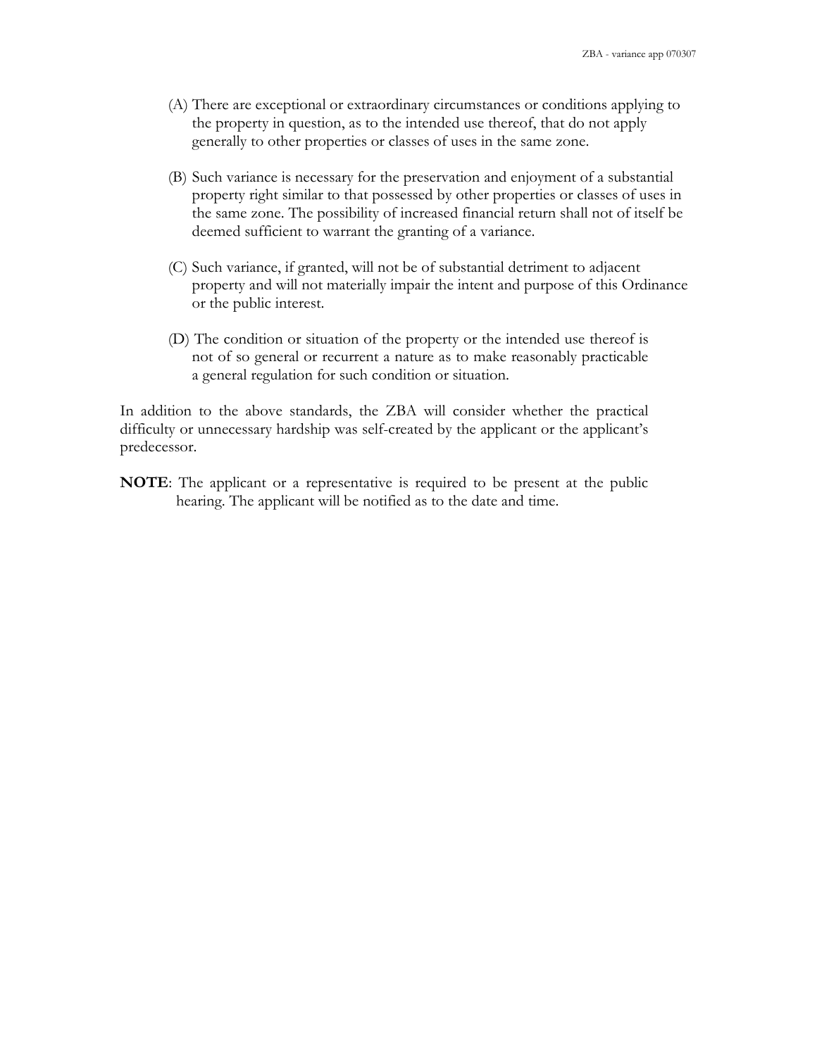(A) There are exceptional or extraordinary circumstances or conditions applying to the property in question, as to the intended use thereof, that do not apply generally to other properties or classes of uses in the same zone.

(B) Such variance is necessary for the preservation and enjoyment of a substantial property right similar to that possessed by other properties or classes of uses in the same zone. The possibility of increased financial return shall not of itself be deemed sufficient to warrant the granting of a variance.

(C) Such variance, if granted, will not be of substantial detriment to adjacent property and will not materially impair the intent and purpose of this Ordinance or the public interest.

(D) The condition or situation of the property or the intended use thereof is not of so general or recurrent a nature as to make reasonably practicable a general regulation for such condition or situation.

In addition to the above standards, the ZBA will consider whether the practical difficulty or unnecessary hardship was self-created by the applicant or the applicant's predecessor.

**NOTE**: The applicant or a representative is required to be present at the public hearing. The applicant will be notified as to the date and time.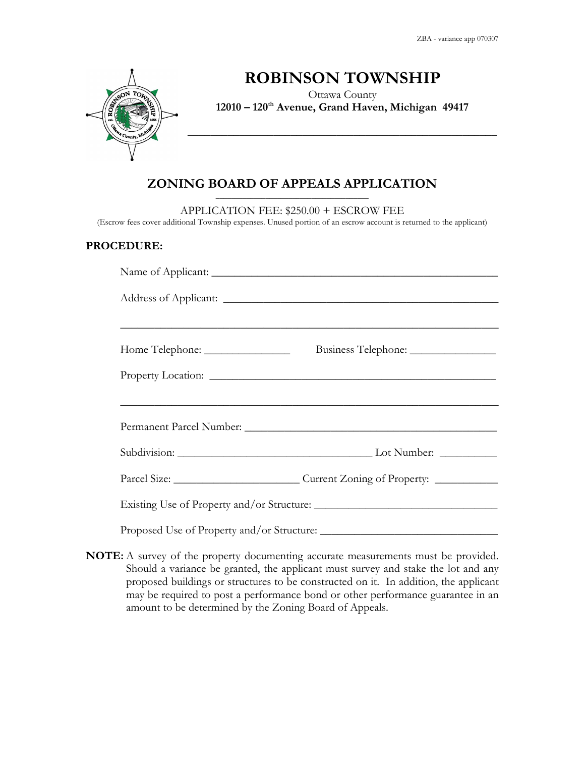ZBA - variance app 070307

# ROBINSON TOWNSHIP

Ottawa County

**12010 – 120th Avenue, Grand Haven, Michigan 49417**

## ZONING BOARD OF APPEALS APPLICATION

APPLICATION FEE: $250.00 + ESCROW FEE

(Escrow fees cover additional Township expenses. Unused portion of an escrow account is returned to the applicant)

**PROCEDURE:**

Name of Applicant: ______________________________________________

Address of Applicant: ____________________________________________

_______________________________________________________________

Home Telephone: _______________ Business Telephone: _______________

Property Location: ______________________________________________

_______________________________________________________________

Permanent Parcel Number: ________________________________________

Subdivision: ________________________________ Lot Number: __________

Parcel Size: ______________________ Current Zoning of Property: ___________

Existing Use of Property and/or Structure: ________________________________

Proposed Use of Property and/or Structure: _______________________________

**NOTE:** A survey of the property documenting accurate measurements must be provided. Should a variance be granted, the applicant must survey and stake the lot and any proposed buildings or structures to be constructed on it. In addition, the applicant may be required to post a performance bond or other performance guarantee in an amount to be determined by the Zoning Board of Appeals.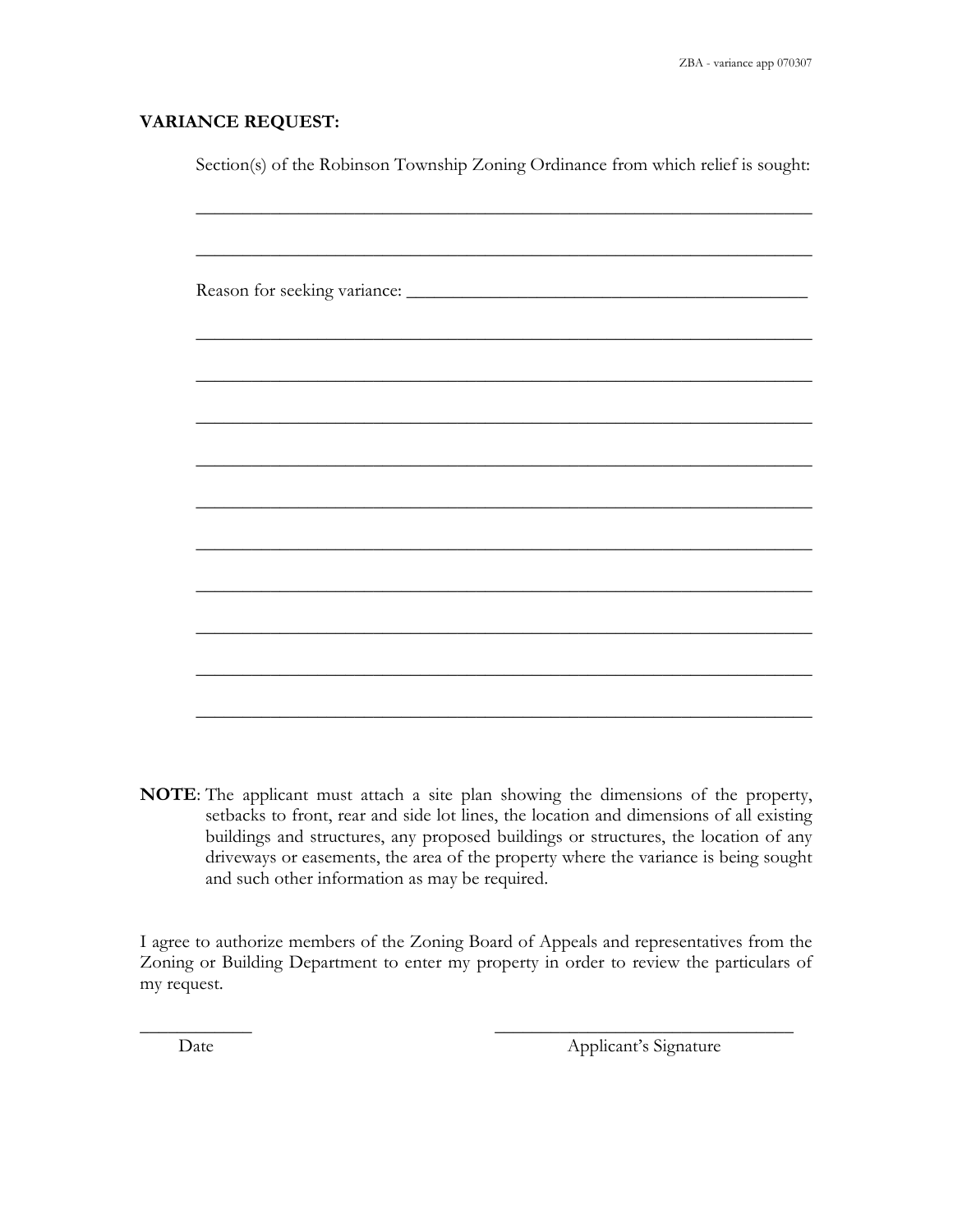**VARIANCE REQUEST:**

Section(s) of the Robinson Township Zoning Ordinance from which relief is sought:

_______________________________________________________________________

_______________________________________________________________________

Reason for seeking variance: ___________________________________________

_______________________________________________________________________

_______________________________________________________________________

_______________________________________________________________________

_______________________________________________________________________

_______________________________________________________________________

_______________________________________________________________________

_______________________________________________________________________

_______________________________________________________________________

_______________________________________________________________________

_______________________________________________________________________

**NOTE**: The applicant must attach a site plan showing the dimensions of the property, setbacks to front, rear and side lot lines, the location and dimensions of all existing buildings and structures, any proposed buildings or structures, the location of any driveways or easements, the area of the property where the variance is being sought and such other information as may be required.

I agree to authorize members of the Zoning Board of Appeals and representatives from the Zoning or Building Department to enter my property in order to review the particulars of my request.

____________ ________________________________

Date Applicant's Signature